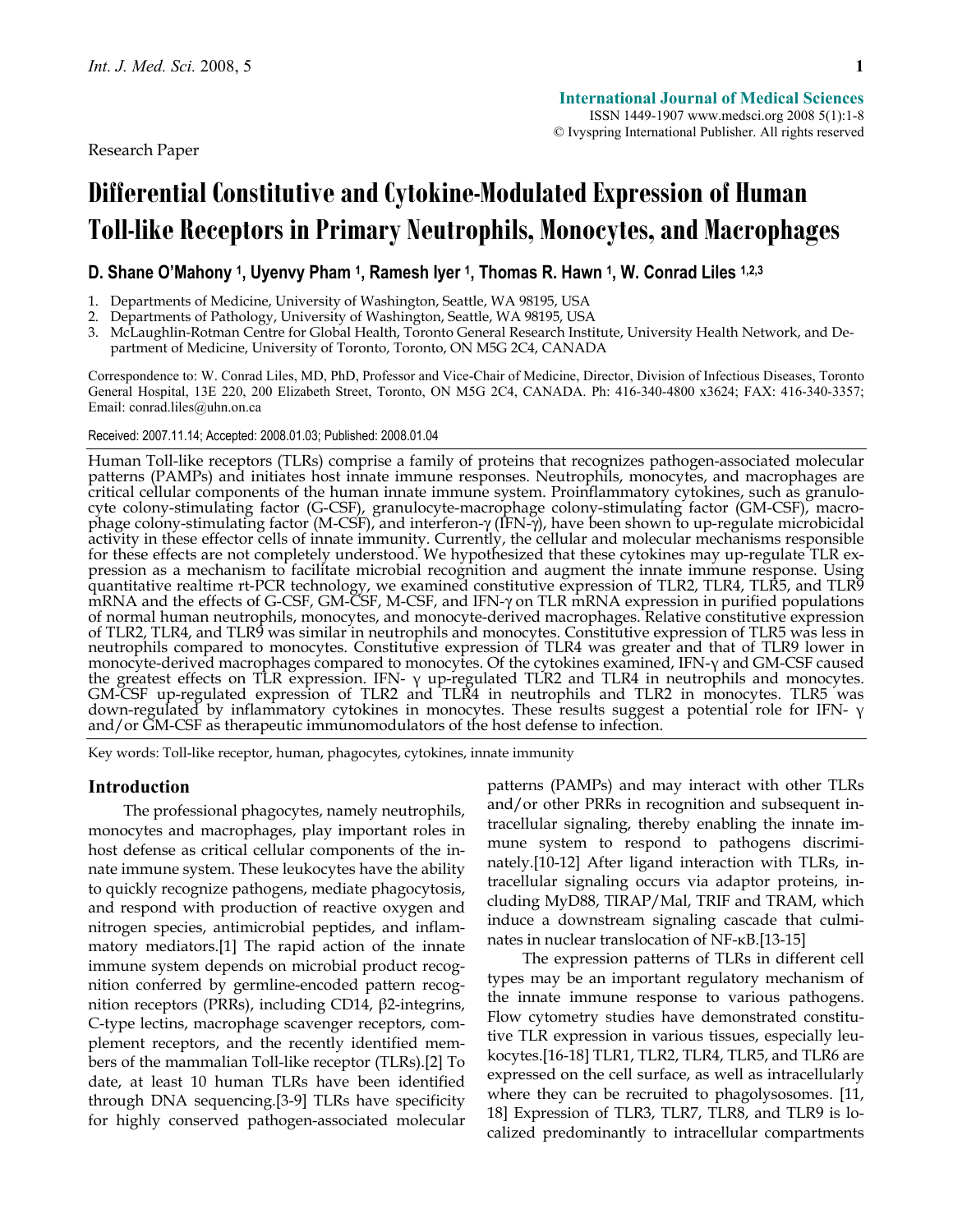International Journal of Medical Sciences
ISSN 1449-1907 www.medsci.org 2008 5(1):1-8
© Ivyspring International Publisher. All rights reserved

Research Paper

# Differential Constitutive and Cytokine-Modulated Expression of Human Toll-like Receptors in Primary Neutrophils, Monocytes, and Macrophages

**D. Shane O'Mahony [1], Uyenvy Pham [1], Ramesh Iyer [1], Thomas R. Hawn [1], W. Conrad Liles [1,2,3]**

1. Departments of Medicine, University of Washington, Seattle, WA 98195, USA
2. Departments of Pathology, University of Washington, Seattle, WA 98195, USA
3. McLaughlin-Rotman Centre for Global Health, Toronto General Research Institute, University Health Network, and Department of Medicine, University of Toronto, Toronto, ON M5G 2C4, CANADA

Correspondence to: W. Conrad Liles, MD, PhD, Professor and Vice-Chair of Medicine, Director, Division of Infectious Diseases, Toronto General Hospital, 13E 220, 200 Elizabeth Street, Toronto, ON M5G 2C4, CANADA. Ph: 416-340-4800 x3624; FAX: 416-340-3357; Email: conrad.liles@uhn.on.ca

Received: 2007.11.14; Accepted: 2008.01.03; Published: 2008.01.04

Human Toll-like receptors (TLRs) comprise a family of proteins that recognizes pathogen-associated molecular patterns (PAMPs) and initiates host innate immune responses. Neutrophils, monocytes, and macrophages are critical cellular components of the human innate immune system. Proinflammatory cytokines, such as granulocyte colony-stimulating factor (G-CSF), granulocyte-macrophage colony-stimulating factor (GM-CSF), macrophage colony-stimulating factor (M-CSF), and interferon-γ (IFN-γ), have been shown to up-regulate microbicidal activity in these effector cells of innate immunity. Currently, the cellular and molecular mechanisms responsible for these effects are not completely understood. We hypothesized that these cytokines may up-regulate TLR expression as a mechanism to facilitate microbial recognition and augment the innate immune response. Using quantitative realtime rt-PCR technology, we examined constitutive expression of TLR2, TLR4, TLR5, and TLR9 mRNA and the effects of G-CSF, GM-CSF, M-CSF, and IFN-γ on TLR mRNA expression in purified populations of normal human neutrophils, monocytes, and monocyte-derived macrophages. Relative constitutive expression of TLR2, TLR4, and TLR9 was similar in neutrophils and monocytes. Constitutive expression of TLR5 was less in neutrophils compared to monocytes. Constitutive expression of TLR4 was greater and that of TLR9 lower in monocyte-derived macrophages compared to monocytes. Of the cytokines examined, IFN-γ and GM-CSF caused the greatest effects on TLR expression. IFN- γ up-regulated TLR2 and TLR4 in neutrophils and monocytes. GM-CSF up-regulated expression of TLR2 and TLR4 in neutrophils and TLR2 in monocytes. TLR5 was down-regulated by inflammatory cytokines in monocytes. These results suggest a potential role for IFN- γ and/or GM-CSF as therapeutic immunomodulators of the host defense to infection.

Key words: Toll-like receptor, human, phagocytes, cytokines, innate immunity

## Introduction

The professional phagocytes, namely neutrophils, monocytes and macrophages, play important roles in host defense as critical cellular components of the innate immune system. These leukocytes have the ability to quickly recognize pathogens, mediate phagocytosis, and respond with production of reactive oxygen and nitrogen species, antimicrobial peptides, and inflammatory mediators.[1] The rapid action of the innate immune system depends on microbial product recognition conferred by germline-encoded pattern recognition receptors (PRRs), including CD14, β2-integrins, C-type lectins, macrophage scavenger receptors, complement receptors, and the recently identified members of the mammalian Toll-like receptor (TLRs).[2] To date, at least 10 human TLRs have been identified through DNA sequencing.[3-9] TLRs have specificity for highly conserved pathogen-associated molecular patterns (PAMPs) and may interact with other TLRs and/or other PRRs in recognition and subsequent intracellular signaling, thereby enabling the innate immune system to respond to pathogens discriminately.[10-12] After ligand interaction with TLRs, intracellular signaling occurs via adaptor proteins, including MyD88, TIRAP/Mal, TRIF and TRAM, which induce a downstream signaling cascade that culminates in nuclear translocation of NF-κB.[13-15]

The expression patterns of TLRs in different cell types may be an important regulatory mechanism of the innate immune response to various pathogens. Flow cytometry studies have demonstrated constitutive TLR expression in various tissues, especially leukocytes.[16-18] TLR1, TLR2, TLR4, TLR5, and TLR6 are expressed on the cell surface, as well as intracellularly where they can be recruited to phagolysosomes. [11, 18] Expression of TLR3, TLR7, TLR8, and TLR9 is localized predominantly to intracellular compartments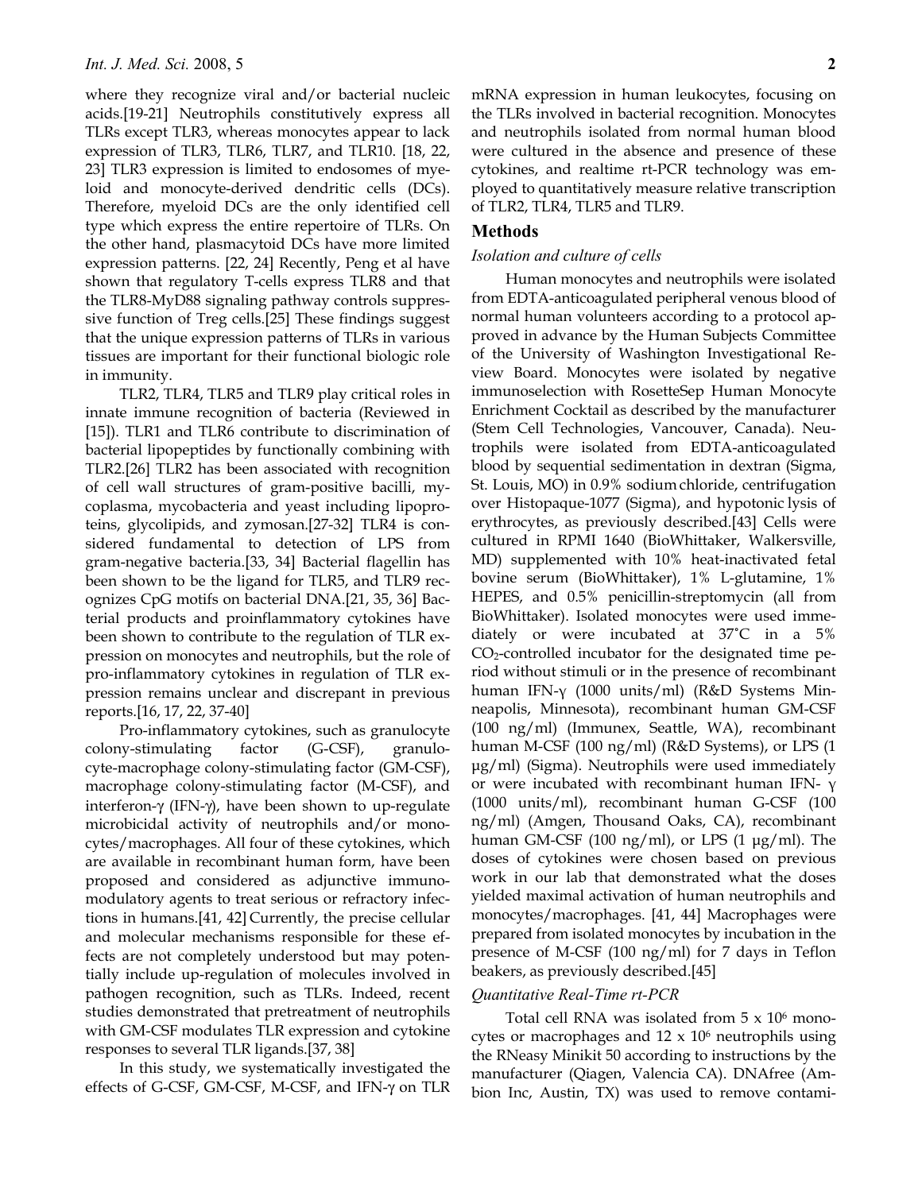where they recognize viral and/or bacterial nucleic acids.[19-21] Neutrophils constitutively express all TLRs except TLR3, whereas monocytes appear to lack expression of TLR3, TLR6, TLR7, and TLR10. [18, 22, 23] TLR3 expression is limited to endosomes of myeloid and monocyte-derived dendritic cells (DCs). Therefore, myeloid DCs are the only identified cell type which express the entire repertoire of TLRs. On the other hand, plasmacytoid DCs have more limited expression patterns. [22, 24] Recently, Peng et al have shown that regulatory T-cells express TLR8 and that the TLR8-MyD88 signaling pathway controls suppressive function of Treg cells.[25] These findings suggest that the unique expression patterns of TLRs in various tissues are important for their functional biologic role in immunity.

TLR2, TLR4, TLR5 and TLR9 play critical roles in innate immune recognition of bacteria (Reviewed in [15]). TLR1 and TLR6 contribute to discrimination of bacterial lipopeptides by functionally combining with TLR2.[26] TLR2 has been associated with recognition of cell wall structures of gram-positive bacilli, mycoplasma, mycobacteria and yeast including lipoproteins, glycolipids, and zymosan.[27-32] TLR4 is considered fundamental to detection of LPS from gram-negative bacteria.[33, 34] Bacterial flagellin has been shown to be the ligand for TLR5, and TLR9 recognizes CpG motifs on bacterial DNA.[21, 35, 36] Bacterial products and proinflammatory cytokines have been shown to contribute to the regulation of TLR expression on monocytes and neutrophils, but the role of pro-inflammatory cytokines in regulation of TLR expression remains unclear and discrepant in previous reports.[16, 17, 22, 37-40]

Pro-inflammatory cytokines, such as granulocyte colony-stimulating factor (G-CSF), granulocyte-macrophage colony-stimulating factor (GM-CSF), macrophage colony-stimulating factor (M-CSF), and interferon-γ (IFN-γ), have been shown to up-regulate microbicidal activity of neutrophils and/or monocytes/macrophages. All four of these cytokines, which are available in recombinant human form, have been proposed and considered as adjunctive immunomodulatory agents to treat serious or refractory infections in humans.[41, 42] Currently, the precise cellular and molecular mechanisms responsible for these effects are not completely understood but may potentially include up-regulation of molecules involved in pathogen recognition, such as TLRs. Indeed, recent studies demonstrated that pretreatment of neutrophils with GM-CSF modulates TLR expression and cytokine responses to several TLR ligands.[37, 38]

In this study, we systematically investigated the effects of G-CSF, GM-CSF, M-CSF, and IFN-γ on TLR mRNA expression in human leukocytes, focusing on the TLRs involved in bacterial recognition. Monocytes and neutrophils isolated from normal human blood were cultured in the absence and presence of these cytokines, and realtime rt-PCR technology was employed to quantitatively measure relative transcription of TLR2, TLR4, TLR5 and TLR9.

## Methods

### *Isolation and culture of cells*

Human monocytes and neutrophils were isolated from EDTA-anticoagulated peripheral venous blood of normal human volunteers according to a protocol approved in advance by the Human Subjects Committee of the University of Washington Investigational Review Board. Monocytes were isolated by negative immunoselection with RosetteSep Human Monocyte Enrichment Cocktail as described by the manufacturer (Stem Cell Technologies, Vancouver, Canada). Neutrophils were isolated from EDTA-anticoagulated blood by sequential sedimentation in dextran (Sigma, St. Louis, MO) in 0.9% sodium chloride, centrifugation over Histopaque-1077 (Sigma), and hypotonic lysis of erythrocytes, as previously described.[43] Cells were cultured in RPMI 1640 (BioWhittaker, Walkersville, MD) supplemented with 10% heat-inactivated fetal bovine serum (BioWhittaker), 1% L-glutamine, 1% HEPES, and 0.5% penicillin-streptomycin (all from BioWhittaker). Isolated monocytes were used immediately or were incubated at 37˚C in a 5% $CO_2$-controlled incubator for the designated time period without stimuli or in the presence of recombinant human IFN-γ (1000 units/ml) (R&D Systems Minneapolis, Minnesota), recombinant human GM-CSF (100 ng/ml) (Immunex, Seattle, WA), recombinant human M-CSF (100 ng/ml) (R&D Systems), or LPS (1 μg/ml) (Sigma). Neutrophils were used immediately or were incubated with recombinant human IFN- γ (1000 units/ml), recombinant human G-CSF (100 ng/ml) (Amgen, Thousand Oaks, CA), recombinant human GM-CSF (100 ng/ml), or LPS (1 μg/ml). The doses of cytokines were chosen based on previous work in our lab that demonstrated what the doses yielded maximal activation of human neutrophils and monocytes/macrophages. [41, 44] Macrophages were prepared from isolated monocytes by incubation in the presence of M-CSF (100 ng/ml) for 7 days in Teflon beakers, as previously described.[45]

### *Quantitative Real-Time rt-PCR*

Total cell RNA was isolated from 5 x $10^6$ monocytes or macrophages and 12 x $10^6$ neutrophils using the RNeasy Minikit 50 according to instructions by the manufacturer (Qiagen, Valencia CA). DNAfree (Ambion Inc, Austin, TX) was used to remove contami-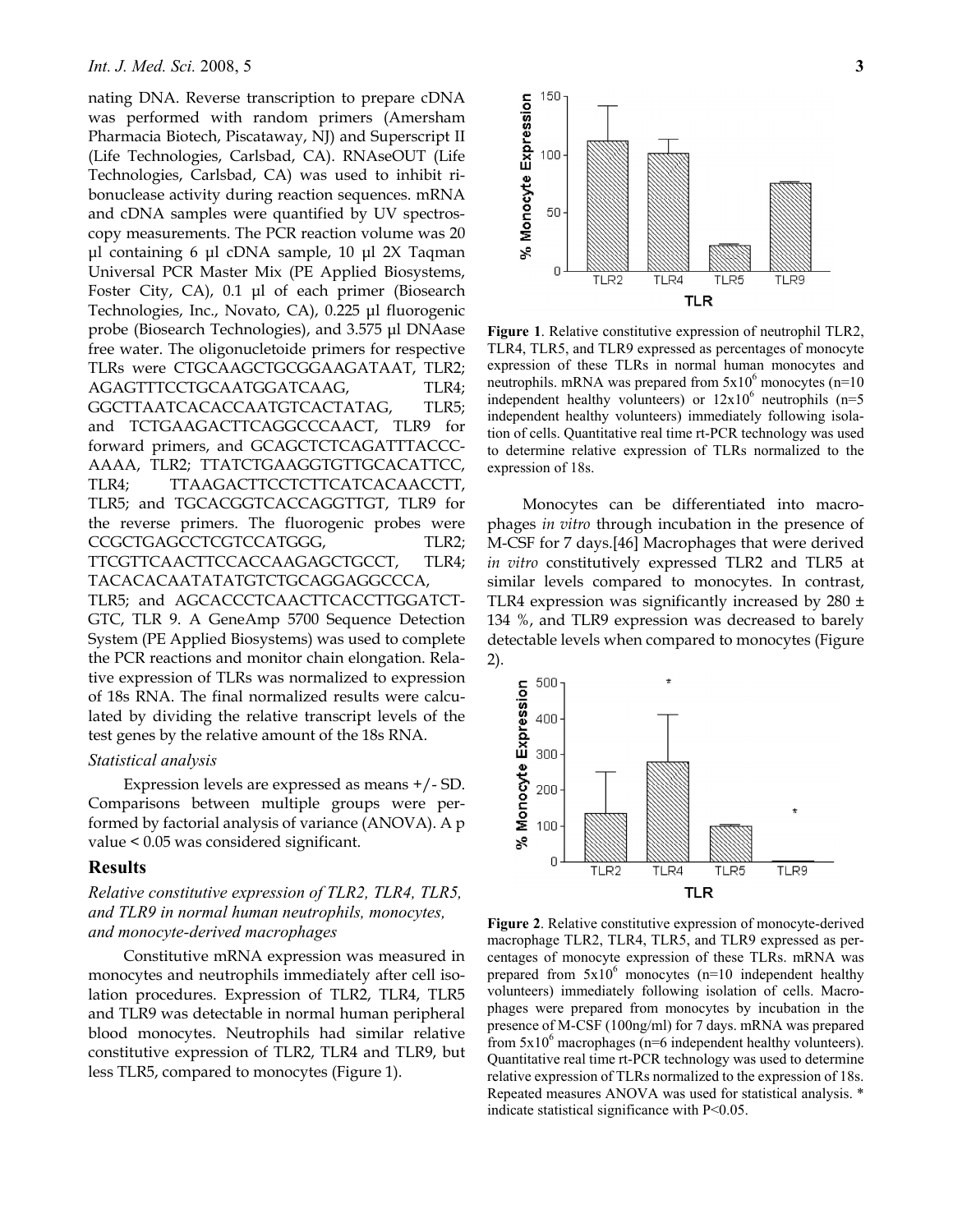nating DNA. Reverse transcription to prepare cDNA was performed with random primers (Amersham Pharmacia Biotech, Piscataway, NJ) and Superscript II (Life Technologies, Carlsbad, CA). RNAseOUT (Life Technologies, Carlsbad, CA) was used to inhibit ribonuclease activity during reaction sequences. mRNA and cDNA samples were quantified by UV spectroscopy measurements. The PCR reaction volume was 20 µl containing 6 µl cDNA sample, 10 µl 2X Taqman Universal PCR Master Mix (PE Applied Biosystems, Foster City, CA), 0.1 µl of each primer (Biosearch Technologies, Inc., Novato, CA), 0.225 µl fluorogenic probe (Biosearch Technologies), and 3.575 µl DNAase free water. The oligonucleotide primers for respective TLRs were CTGCAAGCTGCGGAAGATAAT, TLR2; AGAGTTTCCTGCAATGGATCAAG, TLR4; GGCTTAATCACACCAATGTCACTATAG, TLR5; and TCTGAAGACTTCAGGCCCAACT, TLR9 for forward primers, and GCAGCTCTCAGATTTACCCAAAA, TLR2; TTATCTGAAGGTGTTGCACATTCC, TLR4; TTAAGACTTCCTCTTCATCACAACCTT, TLR5; and TGCACGGTCACCAGGTTGT, TLR9 for the reverse primers. The fluorogenic probes were CCGCTGAGCCTCGTCCATGGG, TLR2; TTCGTTCAACTTCCACCAAGAGCTGCCT, TLR4; TACACACAATATATGTCTGCAGGAGGCCCA, TLR5; and AGCACCCTCAACTTCACCTTGGATCTGTC, TLR 9. A GeneAmp 5700 Sequence Detection System (PE Applied Biosystems) was used to complete the PCR reactions and monitor chain elongation. Relative expression of TLRs was normalized to expression of 18s RNA. The final normalized results were calculated by dividing the relative transcript levels of the test genes by the relative amount of the 18s RNA.

*Statistical analysis*

Expression levels are expressed as means +/- SD. Comparisons between multiple groups were performed by factorial analysis of variance (ANOVA). A p value < 0.05 was considered significant.

## Results

*Relative constitutive expression of TLR2, TLR4, TLR5, and TLR9 in normal human neutrophils, monocytes, and monocyte-derived macrophages*

Constitutive mRNA expression was measured in monocytes and neutrophils immediately after cell isolation procedures. Expression of TLR2, TLR4, TLR5 and TLR9 was detectable in normal human peripheral blood monocytes. Neutrophils had similar relative constitutive expression of TLR2, TLR4 and TLR9, but less TLR5, compared to monocytes (Figure 1).

**Figure 1**. Relative constitutive expression of neutrophil TLR2, TLR4, TLR5, and TLR9 expressed as percentages of monocyte expression of these TLRs in normal human monocytes and neutrophils. mRNA was prepared from $5 \times 10^6$ monocytes (n=10 independent healthy volunteers) or $12 \times 10^6$ neutrophils (n=5 independent healthy volunteers) immediately following isolation of cells. Quantitative real time rt-PCR technology was used to determine relative expression of TLRs normalized to the expression of 18s.

Monocytes can be differentiated into macrophages *in vitro* through incubation in the presence of M-CSF for 7 days.[46] Macrophages that were derived *in vitro* constitutively expressed TLR2 and TLR5 at similar levels compared to monocytes. In contrast, TLR4 expression was significantly increased by 280 ± 134 %, and TLR9 expression was decreased to barely detectable levels when compared to monocytes (Figure 2).

**Figure 2**. Relative constitutive expression of monocyte-derived macrophage TLR2, TLR4, TLR5, and TLR9 expressed as percentages of monocyte expression of these TLRs. mRNA was prepared from $5 \times 10^6$ monocytes (n=10 independent healthy volunteers) immediately following isolation of cells. Macrophages were prepared from monocytes by incubation in the presence of M-CSF (100ng/ml) for 7 days. mRNA was prepared from $5 \times 10^6$ macrophages (n=6 independent healthy volunteers). Quantitative real time rt-PCR technology was used to determine relative expression of TLRs normalized to the expression of 18s. Repeated measures ANOVA was used for statistical analysis. * indicate statistical significance with P<0.05.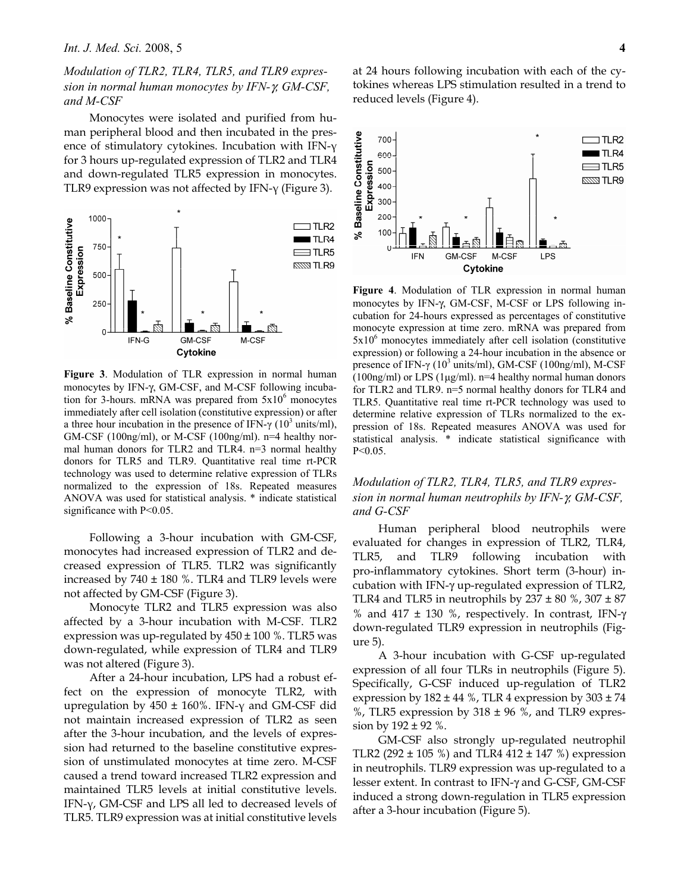### *Modulation of TLR2, TLR4, TLR5, and TLR9 expression in normal human monocytes by IFN-γ, GM-CSF, and M-CSF*

Monocytes were isolated and purified from human peripheral blood and then incubated in the presence of stimulatory cytokines. Incubation with IFN-γ for 3 hours up-regulated expression of TLR2 and TLR4 and down-regulated TLR5 expression in monocytes. TLR9 expression was not affected by IFN-γ (Figure 3).

**Figure 3**. Modulation of TLR expression in normal human monocytes by IFN-γ, GM-CSF, and M-CSF following incubation for 3-hours. mRNA was prepared from $5x10^6$ monocytes immediately after cell isolation (constitutive expression) or after a three hour incubation in the presence of IFN-γ ($10^3$ units/ml), GM-CSF (100ng/ml), or M-CSF (100ng/ml). n=4 healthy normal human donors for TLR2 and TLR4. n=3 normal healthy donors for TLR5 and TLR9. Quantitative real time rt-PCR technology was used to determine relative expression of TLRs normalized to the expression of 18s. Repeated measures ANOVA was used for statistical analysis. * indicate statistical significance with P<0.05.

Following a 3-hour incubation with GM-CSF, monocytes had increased expression of TLR2 and decreased expression of TLR5. TLR2 was significantly increased by 740 ± 180 %. TLR4 and TLR9 levels were not affected by GM-CSF (Figure 3).

Monocyte TLR2 and TLR5 expression was also affected by a 3-hour incubation with M-CSF. TLR2 expression was up-regulated by 450 ± 100 %. TLR5 was down-regulated, while expression of TLR4 and TLR9 was not altered (Figure 3).

After a 24-hour incubation, LPS had a robust effect on the expression of monocyte TLR2, with upregulation by 450 ± 160%. IFN-γ and GM-CSF did not maintain increased expression of TLR2 as seen after the 3-hour incubation, and the levels of expression had returned to the baseline constitutive expression of unstimulated monocytes at time zero. M-CSF caused a trend toward increased TLR2 expression and maintained TLR5 levels at initial constitutive levels. IFN-γ, GM-CSF and LPS all led to decreased levels of TLR5. TLR9 expression was at initial constitutive levels at 24 hours following incubation with each of the cytokines whereas LPS stimulation resulted in a trend to reduced levels (Figure 4).

**Figure 4**. Modulation of TLR expression in normal human monocytes by IFN-γ, GM-CSF, M-CSF or LPS following incubation for 24-hours expressed as percentages of constitutive monocyte expression at time zero. mRNA was prepared from $5x10^6$ monocytes immediately after cell isolation (constitutive expression) or following a 24-hour incubation in the absence or presence of IFN-γ ($10^3$ units/ml), GM-CSF (100ng/ml), M-CSF (100ng/ml) or LPS (1μg/ml). n=4 healthy normal human donors for TLR2 and TLR9. n=5 normal healthy donors for TLR4 and TLR5. Quantitative real time rt-PCR technology was used to determine relative expression of TLRs normalized to the expression of 18s. Repeated measures ANOVA was used for statistical analysis. * indicate statistical significance with P<0.05.

### *Modulation of TLR2, TLR4, TLR5, and TLR9 expression in normal human neutrophils by IFN-γ, GM-CSF, and G-CSF*

Human peripheral blood neutrophils were evaluated for changes in expression of TLR2, TLR4, TLR5, and TLR9 following incubation with pro-inflammatory cytokines. Short term (3-hour) incubation with IFN-γ up-regulated expression of TLR2, TLR4 and TLR5 in neutrophils by 237 ± 80 %, 307 ± 87 % and 417 ± 130 %, respectively. In contrast, IFN-γ down-regulated TLR9 expression in neutrophils (Figure 5).

A 3-hour incubation with G-CSF up-regulated expression of all four TLRs in neutrophils (Figure 5). Specifically, G-CSF induced up-regulation of TLR2 expression by 182 ± 44 %, TLR 4 expression by 303 ± 74 %, TLR5 expression by 318 ± 96 %, and TLR9 expression by 192 ± 92 %.

GM-CSF also strongly up-regulated neutrophil TLR2 (292 ± 105 %) and TLR4 412 ± 147 %) expression in neutrophils. TLR9 expression was up-regulated to a lesser extent. In contrast to IFN-γ and G-CSF, GM-CSF induced a strong down-regulation in TLR5 expression after a 3-hour incubation (Figure 5).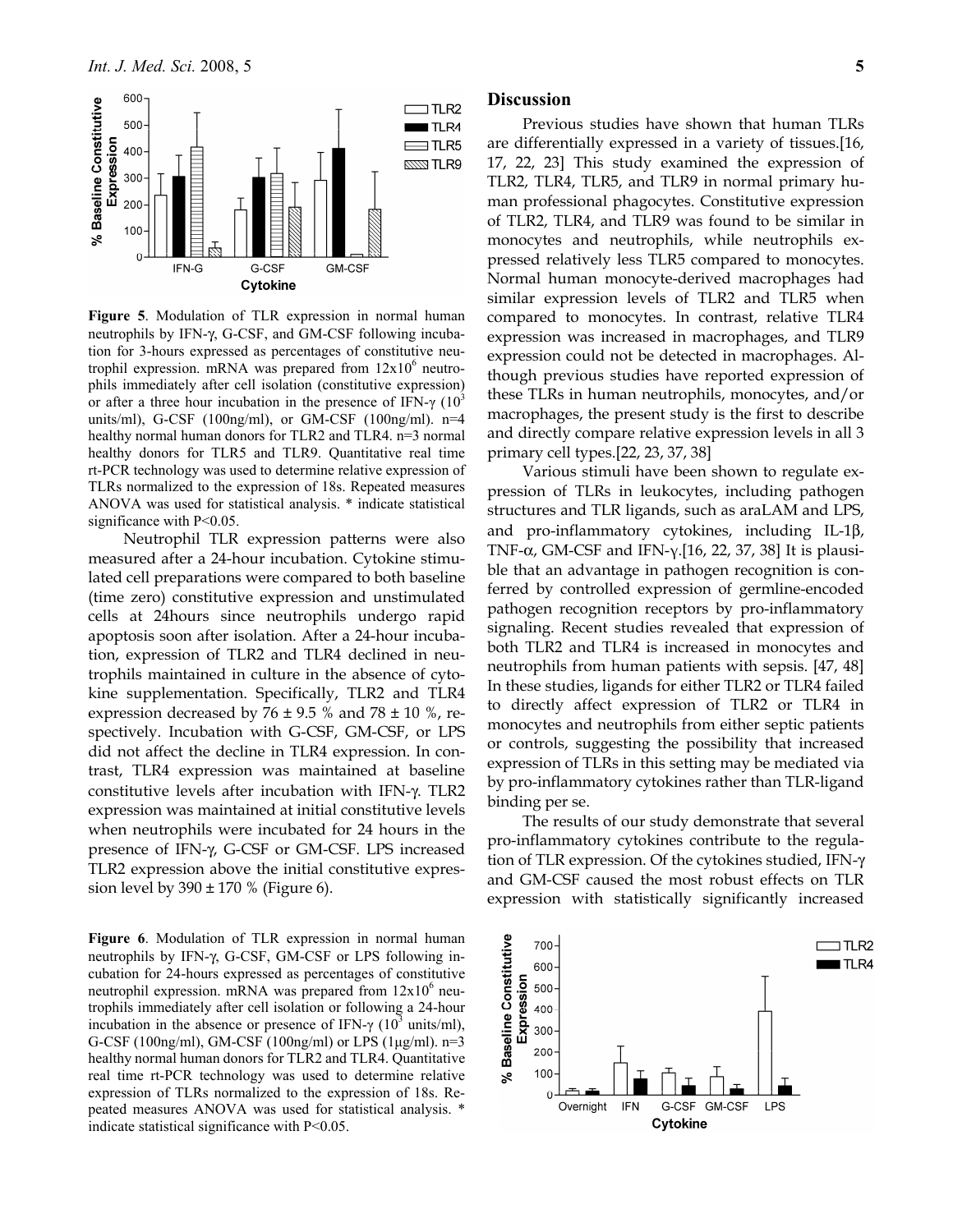**Figure 5**. Modulation of TLR expression in normal human neutrophils by IFN-γ, G-CSF, and GM-CSF following incubation for 3-hours expressed as percentages of constitutive neutrophil expression. mRNA was prepared from $12 \times 10^6$ neutrophils immediately after cell isolation (constitutive expression) or after a three hour incubation in the presence of IFN-γ ($10^3$ units/ml), G-CSF (100ng/ml), or GM-CSF (100ng/ml). n=4 healthy normal human donors for TLR2 and TLR4. n=3 normal healthy donors for TLR5 and TLR9. Quantitative real time rt-PCR technology was used to determine relative expression of TLRs normalized to the expression of 18s. Repeated measures ANOVA was used for statistical analysis. * indicate statistical significance with $P<0.05$.

Neutrophil TLR expression patterns were also measured after a 24-hour incubation. Cytokine stimulated cell preparations were compared to both baseline (time zero) constitutive expression and unstimulated cells at 24hours since neutrophils undergo rapid apoptosis soon after isolation. After a 24-hour incubation, expression of TLR2 and TLR4 declined in neutrophils maintained in culture in the absence of cytokine supplementation. Specifically, TLR2 and TLR4 expression decreased by 76 ± 9.5 % and 78 ± 10 %, respectively. Incubation with G-CSF, GM-CSF, or LPS did not affect the decline in TLR4 expression. In contrast, TLR4 expression was maintained at baseline constitutive levels after incubation with IFN-γ. TLR2 expression was maintained at initial constitutive levels when neutrophils were incubated for 24 hours in the presence of IFN-γ, G-CSF or GM-CSF. LPS increased TLR2 expression above the initial constitutive expression level by 390 ± 170 % (Figure 6).

**Figure 6**. Modulation of TLR expression in normal human neutrophils by IFN-γ, G-CSF, GM-CSF or LPS following incubation for 24-hours expressed as percentages of constitutive neutrophil expression. mRNA was prepared from $12 \times 10^6$ neutrophils immediately after cell isolation or following a 24-hour incubation in the absence or presence of IFN-γ ($10^3$ units/ml), G-CSF (100ng/ml), GM-CSF (100ng/ml) or LPS (1μg/ml). n=3 healthy normal human donors for TLR2 and TLR4. Quantitative real time rt-PCR technology was used to determine relative expression of TLRs normalized to the expression of 18s. Repeated measures ANOVA was used for statistical analysis. * indicate statistical significance with $P<0.05$.

## Discussion

Previous studies have shown that human TLRs are differentially expressed in a variety of tissues.[16, 17, 22, 23] This study examined the expression of TLR2, TLR4, TLR5, and TLR9 in normal primary human professional phagocytes. Constitutive expression of TLR2, TLR4, and TLR9 was found to be similar in monocytes and neutrophils, while neutrophils expressed relatively less TLR5 compared to monocytes. Normal human monocyte-derived macrophages had similar expression levels of TLR2 and TLR5 when compared to monocytes. In contrast, relative TLR4 expression was increased in macrophages, and TLR9 expression could not be detected in macrophages. Although previous studies have reported expression of these TLRs in human neutrophils, monocytes, and/or macrophages, the present study is the first to describe and directly compare relative expression levels in all 3 primary cell types.[22, 23, 37, 38]

Various stimuli have been shown to regulate expression of TLRs in leukocytes, including pathogen structures and TLR ligands, such as araLAM and LPS, and pro-inflammatory cytokines, including IL-1β, TNF-α, GM-CSF and IFN-γ.[16, 22, 37, 38] It is plausible that an advantage in pathogen recognition is conferred by controlled expression of germline-encoded pathogen recognition receptors by pro-inflammatory signaling. Recent studies revealed that expression of both TLR2 and TLR4 is increased in monocytes and neutrophils from human patients with sepsis. [47, 48] In these studies, ligands for either TLR2 or TLR4 failed to directly affect expression of TLR2 or TLR4 in monocytes and neutrophils from either septic patients or controls, suggesting the possibility that increased expression of TLRs in this setting may be mediated via by pro-inflammatory cytokines rather than TLR-ligand binding per se.

The results of our study demonstrate that several pro-inflammatory cytokines contribute to the regulation of TLR expression. Of the cytokines studied, IFN-γ and GM-CSF caused the most robust effects on TLR expression with statistically significantly increased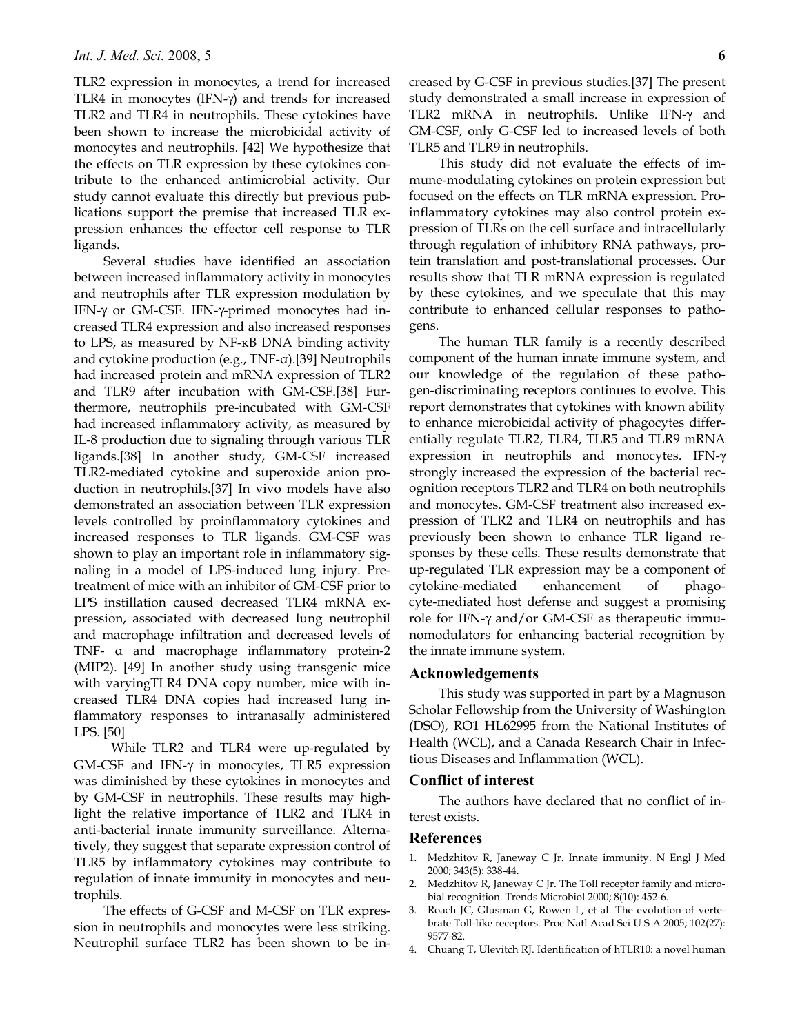TLR2 expression in monocytes, a trend for increased TLR4 in monocytes (IFN-γ) and trends for increased TLR2 and TLR4 in neutrophils. These cytokines have been shown to increase the microbicidal activity of monocytes and neutrophils. [42] We hypothesize that the effects on TLR expression by these cytokines contribute to the enhanced antimicrobial activity. Our study cannot evaluate this directly but previous publications support the premise that increased TLR expression enhances the effector cell response to TLR ligands.

Several studies have identified an association between increased inflammatory activity in monocytes and neutrophils after TLR expression modulation by IFN-γ or GM-CSF. IFN-γ-primed monocytes had increased TLR4 expression and also increased responses to LPS, as measured by NF-κB DNA binding activity and cytokine production (e.g., TNF-α).[39] Neutrophils had increased protein and mRNA expression of TLR2 and TLR9 after incubation with GM-CSF.[38] Furthermore, neutrophils pre-incubated with GM-CSF had increased inflammatory activity, as measured by IL-8 production due to signaling through various TLR ligands.[38] In another study, GM-CSF increased TLR2-mediated cytokine and superoxide anion production in neutrophils.[37] In vivo models have also demonstrated an association between TLR expression levels controlled by proinflammatory cytokines and increased responses to TLR ligands. GM-CSF was shown to play an important role in inflammatory signaling in a model of LPS-induced lung injury. Pretreatment of mice with an inhibitor of GM-CSF prior to LPS instillation caused decreased TLR4 mRNA expression, associated with decreased lung neutrophil and macrophage infiltration and decreased levels of TNF- α and macrophage inflammatory protein-2 (MIP2). [49] In another study using transgenic mice with varyingTLR4 DNA copy number, mice with increased TLR4 DNA copies had increased lung inflammatory responses to intranasally administered LPS. [50]

While TLR2 and TLR4 were up-regulated by GM-CSF and IFN-γ in monocytes, TLR5 expression was diminished by these cytokines in monocytes and by GM-CSF in neutrophils. These results may highlight the relative importance of TLR2 and TLR4 in anti-bacterial innate immunity surveillance. Alternatively, they suggest that separate expression control of TLR5 by inflammatory cytokines may contribute to regulation of innate immunity in monocytes and neutrophils.

The effects of G-CSF and M-CSF on TLR expression in neutrophils and monocytes were less striking. Neutrophil surface TLR2 has been shown to be increased by G-CSF in previous studies.[37] The present study demonstrated a small increase in expression of TLR2 mRNA in neutrophils. Unlike IFN-γ and GM-CSF, only G-CSF led to increased levels of both TLR5 and TLR9 in neutrophils.

This study did not evaluate the effects of immune-modulating cytokines on protein expression but focused on the effects on TLR mRNA expression. Proinflammatory cytokines may also control protein expression of TLRs on the cell surface and intracellularly through regulation of inhibitory RNA pathways, protein translation and post-translational processes. Our results show that TLR mRNA expression is regulated by these cytokines, and we speculate that this may contribute to enhanced cellular responses to pathogens.

The human TLR family is a recently described component of the human innate immune system, and our knowledge of the regulation of these pathogen-discriminating receptors continues to evolve. This report demonstrates that cytokines with known ability to enhance microbicidal activity of phagocytes differentially regulate TLR2, TLR4, TLR5 and TLR9 mRNA expression in neutrophils and monocytes. IFN-γ strongly increased the expression of the bacterial recognition receptors TLR2 and TLR4 on both neutrophils and monocytes. GM-CSF treatment also increased expression of TLR2 and TLR4 on neutrophils and has previously been shown to enhance TLR ligand responses by these cells. These results demonstrate that up-regulated TLR expression may be a component of cytokine-mediated enhancement of phagocyte-mediated host defense and suggest a promising role for IFN-γ and/or GM-CSF as therapeutic immunomodulators for enhancing bacterial recognition by the innate immune system.

## Acknowledgements

This study was supported in part by a Magnuson Scholar Fellowship from the University of Washington (DSO), RO1 HL62995 from the National Institutes of Health (WCL), and a Canada Research Chair in Infectious Diseases and Inflammation (WCL).

## Conflict of interest

The authors have declared that no conflict of interest exists.

## References

1. Medzhitov R, Janeway C Jr. Innate immunity. N Engl J Med 2000; 343(5): 338-44.
2. Medzhitov R, Janeway C Jr. The Toll receptor family and microbial recognition. Trends Microbiol 2000; 8(10): 452-6.
3. Roach JC, Glusman G, Rowen L, et al. The evolution of vertebrate Toll-like receptors. Proc Natl Acad Sci U S A 2005; 102(27): 9577-82.
4. Chuang T, Ulevitch RJ. Identification of hTLR10: a novel human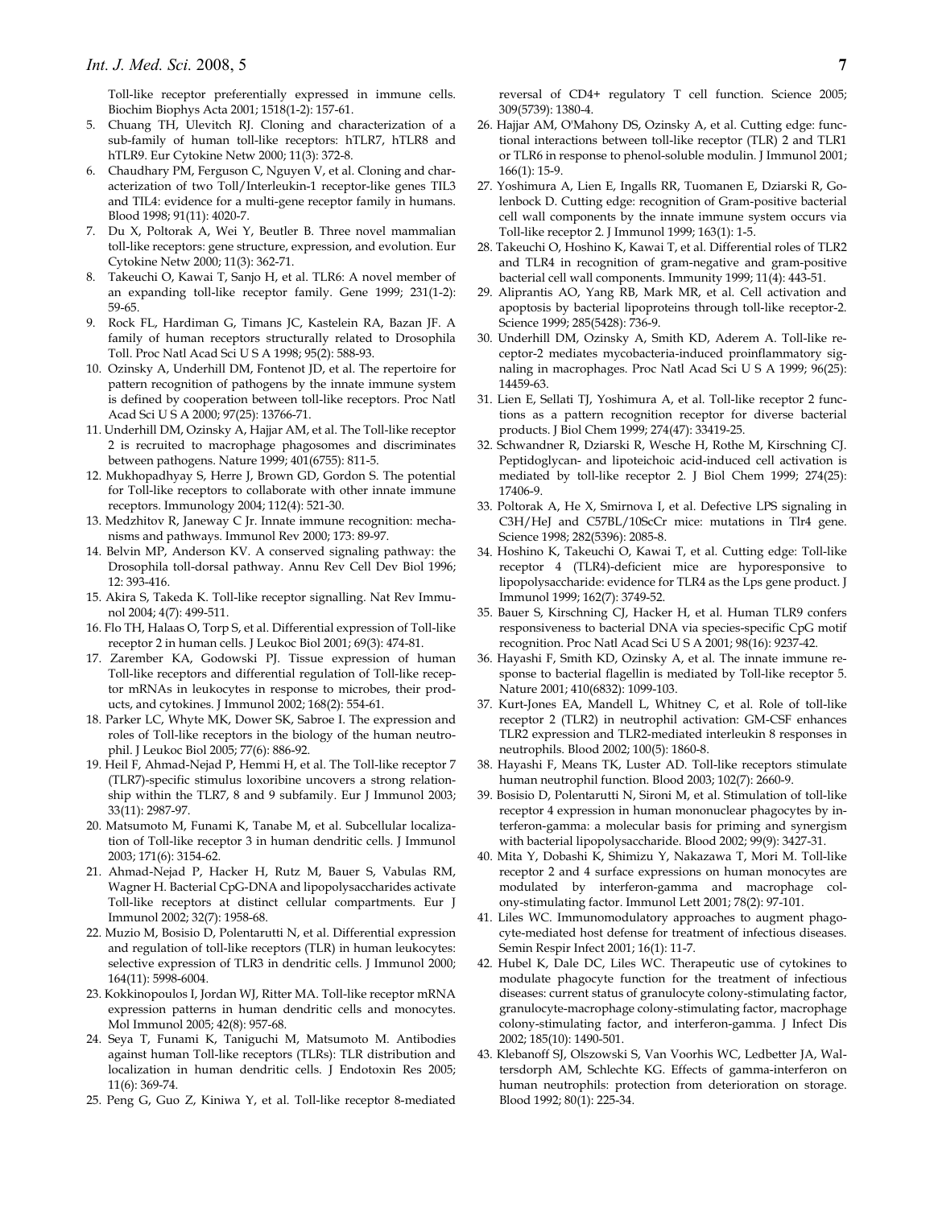Toll-like receptor preferentially expressed in immune cells. Biochim Biophys Acta 2001; 1518(1-2): 157-61.

5. Chuang TH, Ulevitch RJ. Cloning and characterization of a sub-family of human toll-like receptors: hTLR7, hTLR8 and hTLR9. Eur Cytokine Netw 2000; 11(3): 372-8.
6. Chaudhary PM, Ferguson C, Nguyen V, et al. Cloning and characterization of two Toll/Interleukin-1 receptor-like genes TIL3 and TIL4: evidence for a multi-gene receptor family in humans. Blood 1998; 91(11): 4020-7.
7. Du X, Poltorak A, Wei Y, Beutler B. Three novel mammalian toll-like receptors: gene structure, expression, and evolution. Eur Cytokine Netw 2000; 11(3): 362-71.
8. Takeuchi O, Kawai T, Sanjo H, et al. TLR6: A novel member of an expanding toll-like receptor family. Gene 1999; 231(1-2): 59-65.
9. Rock FL, Hardiman G, Timans JC, Kastelein RA, Bazan JF. A family of human receptors structurally related to Drosophila Toll. Proc Natl Acad Sci U S A 1998; 95(2): 588-93.
10. Ozinsky A, Underhill DM, Fontenot JD, et al. The repertoire for pattern recognition of pathogens by the innate immune system is defined by cooperation between toll-like receptors. Proc Natl Acad Sci U S A 2000; 97(25): 13766-71.
11. Underhill DM, Ozinsky A, Hajjar AM, et al. The Toll-like receptor 2 is recruited to macrophage phagosomes and discriminates between pathogens. Nature 1999; 401(6755): 811-5.
12. Mukhopadhyay S, Herre J, Brown GD, Gordon S. The potential for Toll-like receptors to collaborate with other innate immune receptors. Immunology 2004; 112(4): 521-30.
13. Medzhitov R, Janeway C Jr. Innate immune recognition: mechanisms and pathways. Immunol Rev 2000; 173: 89-97.
14. Belvin MP, Anderson KV. A conserved signaling pathway: the Drosophila toll-dorsal pathway. Annu Rev Cell Dev Biol 1996; 12: 393-416.
15. Akira S, Takeda K. Toll-like receptor signalling. Nat Rev Immunol 2004; 4(7): 499-511.
16. Flo TH, Halaas O, Torp S, et al. Differential expression of Toll-like receptor 2 in human cells. J Leukoc Biol 2001; 69(3): 474-81.
17. Zarember KA, Godowski PJ. Tissue expression of human Toll-like receptors and differential regulation of Toll-like receptor mRNAs in leukocytes in response to microbes, their products, and cytokines. J Immunol 2002; 168(2): 554-61.
18. Parker LC, Whyte MK, Dower SK, Sabroe I. The expression and roles of Toll-like receptors in the biology of the human neutrophil. J Leukoc Biol 2005; 77(6): 886-92.
19. Heil F, Ahmad-Nejad P, Hemmi H, et al. The Toll-like receptor 7 (TLR7)-specific stimulus loxoribine uncovers a strong relationship within the TLR7, 8 and 9 subfamily. Eur J Immunol 2003; 33(11): 2987-97.
20. Matsumoto M, Funami K, Tanabe M, et al. Subcellular localization of Toll-like receptor 3 in human dendritic cells. J Immunol 2003; 171(6): 3154-62.
21. Ahmad-Nejad P, Hacker H, Rutz M, Bauer S, Vabulas RM, Wagner H. Bacterial CpG-DNA and lipopolysaccharides activate Toll-like receptors at distinct cellular compartments. Eur J Immunol 2002; 32(7): 1958-68.
22. Muzio M, Bosisio D, Polentarutti N, et al. Differential expression and regulation of toll-like receptors (TLR) in human leukocytes: selective expression of TLR3 in dendritic cells. J Immunol 2000; 164(11): 5998-6004.
23. Kokkinopoulos I, Jordan WJ, Ritter MA. Toll-like receptor mRNA expression patterns in human dendritic cells and monocytes. Mol Immunol 2005; 42(8): 957-68.
24. Seya T, Funami K, Taniguchi M, Matsumoto M. Antibodies against human Toll-like receptors (TLRs): TLR distribution and localization in human dendritic cells. J Endotoxin Res 2005; 11(6): 369-74.
25. Peng G, Guo Z, Kiniwa Y, et al. Toll-like receptor 8-mediated reversal of CD4+ regulatory T cell function. Science 2005; 309(5739): 1380-4.
26. Hajjar AM, O'Mahony DS, Ozinsky A, et al. Cutting edge: functional interactions between toll-like receptor (TLR) 2 and TLR1 or TLR6 in response to phenol-soluble modulin. J Immunol 2001; 166(1): 15-9.
27. Yoshimura A, Lien E, Ingalls RR, Tuomanen E, Dziarski R, Golenbock D. Cutting edge: recognition of Gram-positive bacterial cell wall components by the innate immune system occurs via Toll-like receptor 2. J Immunol 1999; 163(1): 1-5.
28. Takeuchi O, Hoshino K, Kawai T, et al. Differential roles of TLR2 and TLR4 in recognition of gram-negative and gram-positive bacterial cell wall components. Immunity 1999; 11(4): 443-51.
29. Aliprantis AO, Yang RB, Mark MR, et al. Cell activation and apoptosis by bacterial lipoproteins through toll-like receptor-2. Science 1999; 285(5428): 736-9.
30. Underhill DM, Ozinsky A, Smith KD, Aderem A. Toll-like receptor-2 mediates mycobacteria-induced proinflammatory signaling in macrophages. Proc Natl Acad Sci U S A 1999; 96(25): 14459-63.
31. Lien E, Sellati TJ, Yoshimura A, et al. Toll-like receptor 2 functions as a pattern recognition receptor for diverse bacterial products. J Biol Chem 1999; 274(47): 33419-25.
32. Schwandner R, Dziarski R, Wesche H, Rothe M, Kirschning CJ. Peptidoglycan- and lipoteichoic acid-induced cell activation is mediated by toll-like receptor 2. J Biol Chem 1999; 274(25): 17406-9.
33. Poltorak A, He X, Smirnova I, et al. Defective LPS signaling in C3H/HeJ and C57BL/10ScCr mice: mutations in Tlr4 gene. Science 1998; 282(5396): 2085-8.
34. Hoshino K, Takeuchi O, Kawai T, et al. Cutting edge: Toll-like receptor 4 (TLR4)-deficient mice are hyporesponsive to lipopolysaccharide: evidence for TLR4 as the Lps gene product. J Immunol 1999; 162(7): 3749-52.
35. Bauer S, Kirschning CJ, Hacker H, et al. Human TLR9 confers responsiveness to bacterial DNA via species-specific CpG motif recognition. Proc Natl Acad Sci U S A 2001; 98(16): 9237-42.
36. Hayashi F, Smith KD, Ozinsky A, et al. The innate immune response to bacterial flagellin is mediated by Toll-like receptor 5. Nature 2001; 410(6832): 1099-103.
37. Kurt-Jones EA, Mandell L, Whitney C, et al. Role of toll-like receptor 2 (TLR2) in neutrophil activation: GM-CSF enhances TLR2 expression and TLR2-mediated interleukin 8 responses in neutrophils. Blood 2002; 100(5): 1860-8.
38. Hayashi F, Means TK, Luster AD. Toll-like receptors stimulate human neutrophil function. Blood 2003; 102(7): 2660-9.
39. Bosisio D, Polentarutti N, Sironi M, et al. Stimulation of toll-like receptor 4 expression in human mononuclear phagocytes by interferon-gamma: a molecular basis for priming and synergism with bacterial lipopolysaccharide. Blood 2002; 99(9): 3427-31.
40. Mita Y, Dobashi K, Shimizu Y, Nakazawa T, Mori M. Toll-like receptor 2 and 4 surface expressions on human monocytes are modulated by interferon-gamma and macrophage colony-stimulating factor. Immunol Lett 2001; 78(2): 97-101.
41. Liles WC. Immunomodulatory approaches to augment phagocyte-mediated host defense for treatment of infectious diseases. Semin Respir Infect 2001; 16(1): 11-7.
42. Hubel K, Dale DC, Liles WC. Therapeutic use of cytokines to modulate phagocyte function for the treatment of infectious diseases: current status of granulocyte colony-stimulating factor, granulocyte-macrophage colony-stimulating factor, macrophage colony-stimulating factor, and interferon-gamma. J Infect Dis 2002; 185(10): 1490-501.
43. Klebanoff SJ, Olszowski S, Van Voorhis WC, Ledbetter JA, Waltersdorph AM, Schlechte KG. Effects of gamma-interferon on human neutrophils: protection from deterioration on storage. Blood 1992; 80(1): 225-34.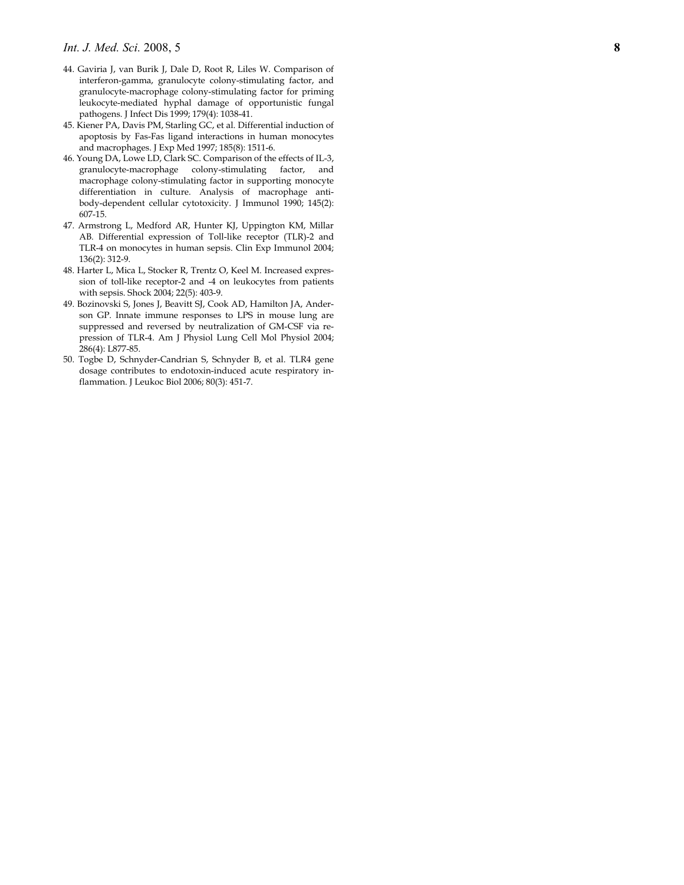44. Gaviria J, van Burik J, Dale D, Root R, Liles W. Comparison of interferon-gamma, granulocyte colony-stimulating factor, and granulocyte-macrophage colony-stimulating factor for priming leukocyte-mediated hyphal damage of opportunistic fungal pathogens. J Infect Dis 1999; 179(4): 1038-41.
45. Kiener PA, Davis PM, Starling GC, et al. Differential induction of apoptosis by Fas-Fas ligand interactions in human monocytes and macrophages. J Exp Med 1997; 185(8): 1511-6.
46. Young DA, Lowe LD, Clark SC. Comparison of the effects of IL-3, granulocyte-macrophage colony-stimulating factor, and macrophage colony-stimulating factor in supporting monocyte differentiation in culture. Analysis of macrophage antibody-dependent cellular cytotoxicity. J Immunol 1990; 145(2): 607-15.
47. Armstrong L, Medford AR, Hunter KJ, Uppington KM, Millar AB. Differential expression of Toll-like receptor (TLR)-2 and TLR-4 on monocytes in human sepsis. Clin Exp Immunol 2004; 136(2): 312-9.
48. Harter L, Mica L, Stocker R, Trentz O, Keel M. Increased expression of toll-like receptor-2 and -4 on leukocytes from patients with sepsis. Shock 2004; 22(5): 403-9.
49. Bozinovski S, Jones J, Beavitt SJ, Cook AD, Hamilton JA, Anderson GP. Innate immune responses to LPS in mouse lung are suppressed and reversed by neutralization of GM-CSF via repression of TLR-4. Am J Physiol Lung Cell Mol Physiol 2004; 286(4): L877-85.
50. Togbe D, Schnyder-Candrian S, Schnyder B, et al. TLR4 gene dosage contributes to endotoxin-induced acute respiratory inflammation. J Leukoc Biol 2006; 80(3): 451-7.